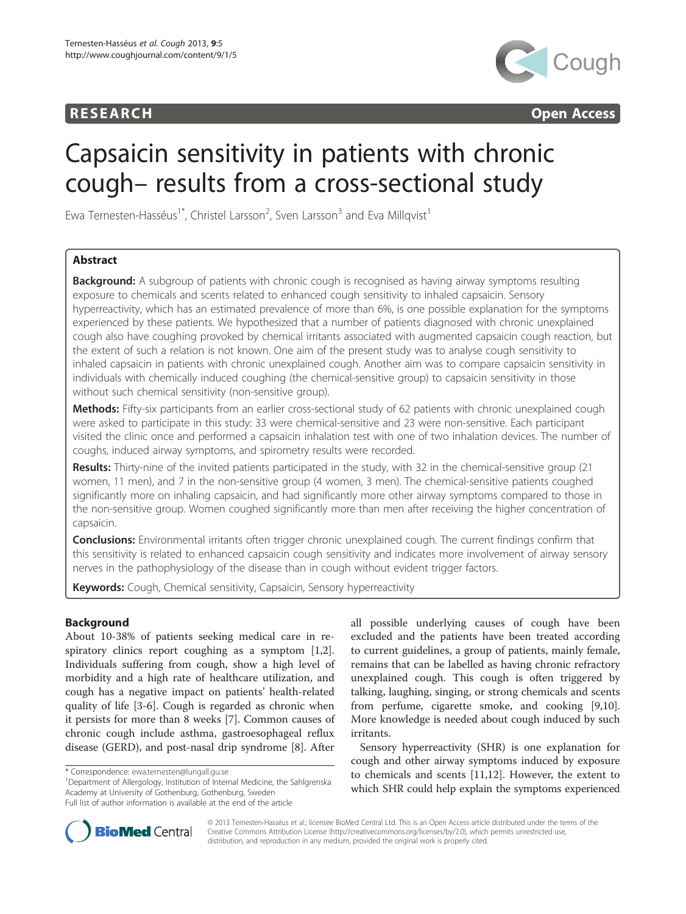RESEARCH Open Access

# Capsaicin sensitivity in patients with chronic cough– results from a cross-sectional study

Ewa Ternesten-Hasséus[1*], Christel Larsson[2], Sven Larsson[3] and Eva Millqvist[1]

## Abstract

**Background:** A subgroup of patients with chronic cough is recognised as having airway symptoms resulting exposure to chemicals and scents related to enhanced cough sensitivity to inhaled capsaicin. Sensory hyperreactivity, which has an estimated prevalence of more than 6%, is one possible explanation for the symptoms experienced by these patients. We hypothesized that a number of patients diagnosed with chronic unexplained cough also have coughing provoked by chemical irritants associated with augmented capsaicin cough reaction, but the extent of such a relation is not known. One aim of the present study was to analyse cough sensitivity to inhaled capsaicin in patients with chronic unexplained cough. Another aim was to compare capsaicin sensitivity in individuals with chemically induced coughing (the chemical-sensitive group) to capsaicin sensitivity in those without such chemical sensitivity (non-sensitive group).

**Methods:** Fifty-six participants from an earlier cross-sectional study of 62 patients with chronic unexplained cough were asked to participate in this study: 33 were chemical-sensitive and 23 were non-sensitive. Each participant visited the clinic once and performed a capsaicin inhalation test with one of two inhalation devices. The number of coughs, induced airway symptoms, and spirometry results were recorded.

**Results:** Thirty-nine of the invited patients participated in the study, with 32 in the chemical-sensitive group (21 women, 11 men), and 7 in the non-sensitive group (4 women, 3 men). The chemical-sensitive patients coughed significantly more on inhaling capsaicin, and had significantly more other airway symptoms compared to those in the non-sensitive group. Women coughed significantly more than men after receiving the higher concentration of capsaicin.

**Conclusions:** Environmental irritants often trigger chronic unexplained cough. The current findings confirm that this sensitivity is related to enhanced capsaicin cough sensitivity and indicates more involvement of airway sensory nerves in the pathophysiology of the disease than in cough without evident trigger factors.

**Keywords:** Cough, Chemical sensitivity, Capsaicin, Sensory hyperreactivity

## Background

About 10-38% of patients seeking medical care in respiratory clinics report coughing as a symptom [1,2]. Individuals suffering from cough, show a high level of morbidity and a high rate of healthcare utilization, and cough has a negative impact on patients' health-related quality of life [3-6]. Cough is regarded as chronic when it persists for more than 8 weeks [7]. Common causes of chronic cough include asthma, gastroesophageal reflux disease (GERD), and post-nasal drip syndrome [8]. After all possible underlying causes of cough have been excluded and the patients have been treated according to current guidelines, a group of patients, mainly female, remains that can be labelled as having chronic refractory unexplained cough. This cough is often triggered by talking, laughing, singing, or strong chemicals and scents from perfume, cigarette smoke, and cooking [9,10]. More knowledge is needed about cough induced by such irritants.

Sensory hyperreactivity (SHR) is one explanation for cough and other airway symptoms induced by exposure to chemicals and scents [11,12]. However, the extent to which SHR could help explain the symptoms experienced

* Correspondence: ewa.ternesten@lungall.gu.se
[1]Department of Allergology, Institution of Internal Medicine, the Sahlgrenska Academy at University of Gothenburg, Gothenburg, Sweden
Full list of author information is available at the end of the article

© 2013 Ternesten-Hasséus et al.; licensee BioMed Central Ltd. This is an Open Access article distributed under the terms of the Creative Commons Attribution License (http://creativecommons.org/licenses/by/2.0), which permits unrestricted use, distribution, and reproduction in any medium, provided the original work is properly cited.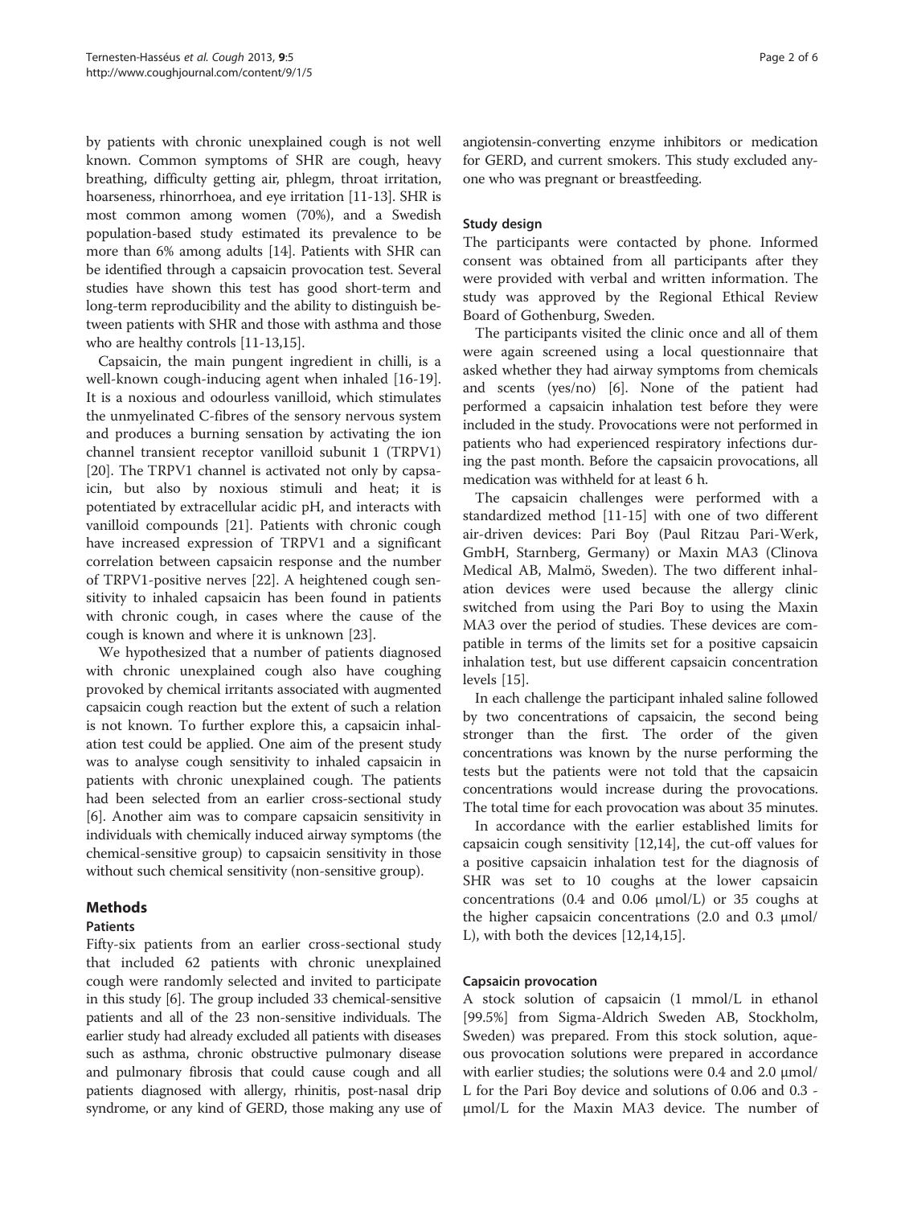by patients with chronic unexplained cough is not well known. Common symptoms of SHR are cough, heavy breathing, difficulty getting air, phlegm, throat irritation, hoarseness, rhinorrhoea, and eye irritation [11-13]. SHR is most common among women (70%), and a Swedish population-based study estimated its prevalence to be more than 6% among adults [14]. Patients with SHR can be identified through a capsaicin provocation test. Several studies have shown this test has good short-term and long-term reproducibility and the ability to distinguish between patients with SHR and those with asthma and those who are healthy controls [11-13,15].

Capsaicin, the main pungent ingredient in chilli, is a well-known cough-inducing agent when inhaled [16-19]. It is a noxious and odourless vanilloid, which stimulates the unmyelinated C-fibres of the sensory nervous system and produces a burning sensation by activating the ion channel transient receptor vanilloid subunit 1 (TRPV1) [20]. The TRPV1 channel is activated not only by capsaicin, but also by noxious stimuli and heat; it is potentiated by extracellular acidic pH, and interacts with vanilloid compounds [21]. Patients with chronic cough have increased expression of TRPV1 and a significant correlation between capsaicin response and the number of TRPV1-positive nerves [22]. A heightened cough sensitivity to inhaled capsaicin has been found in patients with chronic cough, in cases where the cause of the cough is known and where it is unknown [23].

We hypothesized that a number of patients diagnosed with chronic unexplained cough also have coughing provoked by chemical irritants associated with augmented capsaicin cough reaction but the extent of such a relation is not known. To further explore this, a capsaicin inhalation test could be applied. One aim of the present study was to analyse cough sensitivity to inhaled capsaicin in patients with chronic unexplained cough. The patients had been selected from an earlier cross-sectional study [6]. Another aim was to compare capsaicin sensitivity in individuals with chemically induced airway symptoms (the chemical-sensitive group) to capsaicin sensitivity in those without such chemical sensitivity (non-sensitive group).

## Methods

### Patients

Fifty-six patients from an earlier cross-sectional study that included 62 patients with chronic unexplained cough were randomly selected and invited to participate in this study [6]. The group included 33 chemical-sensitive patients and all of the 23 non-sensitive individuals. The earlier study had already excluded all patients with diseases such as asthma, chronic obstructive pulmonary disease and pulmonary fibrosis that could cause cough and all patients diagnosed with allergy, rhinitis, post-nasal drip syndrome, or any kind of GERD, those making any use of angiotensin-converting enzyme inhibitors or medication for GERD, and current smokers. This study excluded anyone who was pregnant or breastfeeding.

### Study design

The participants were contacted by phone. Informed consent was obtained from all participants after they were provided with verbal and written information. The study was approved by the Regional Ethical Review Board of Gothenburg, Sweden.

The participants visited the clinic once and all of them were again screened using a local questionnaire that asked whether they had airway symptoms from chemicals and scents (yes/no) [6]. None of the patient had performed a capsaicin inhalation test before they were included in the study. Provocations were not performed in patients who had experienced respiratory infections during the past month. Before the capsaicin provocations, all medication was withheld for at least 6 h.

The capsaicin challenges were performed with a standardized method [11-15] with one of two different air-driven devices: Pari Boy (Paul Ritzau Pari-Werk, GmbH, Starnberg, Germany) or Maxin MA3 (Clinova Medical AB, Malmö, Sweden). The two different inhalation devices were used because the allergy clinic switched from using the Pari Boy to using the Maxin MA3 over the period of studies. These devices are compatible in terms of the limits set for a positive capsaicin inhalation test, but use different capsaicin concentration levels [15].

In each challenge the participant inhaled saline followed by two concentrations of capsaicin, the second being stronger than the first. The order of the given concentrations was known by the nurse performing the tests but the patients were not told that the capsaicin concentrations would increase during the provocations. The total time for each provocation was about 35 minutes.

In accordance with the earlier established limits for capsaicin cough sensitivity [12,14], the cut-off values for a positive capsaicin inhalation test for the diagnosis of SHR was set to 10 coughs at the lower capsaicin concentrations (0.4 and 0.06 μmol/L) or 35 coughs at the higher capsaicin concentrations (2.0 and 0.3 μmol/L), with both the devices [12,14,15].

### Capsaicin provocation

A stock solution of capsaicin (1 mmol/L in ethanol [99.5%] from Sigma-Aldrich Sweden AB, Stockholm, Sweden) was prepared. From this stock solution, aqueous provocation solutions were prepared in accordance with earlier studies; the solutions were 0.4 and 2.0 μmol/L for the Pari Boy device and solutions of 0.06 and 0.3 μmol/L for the Maxin MA3 device. The number of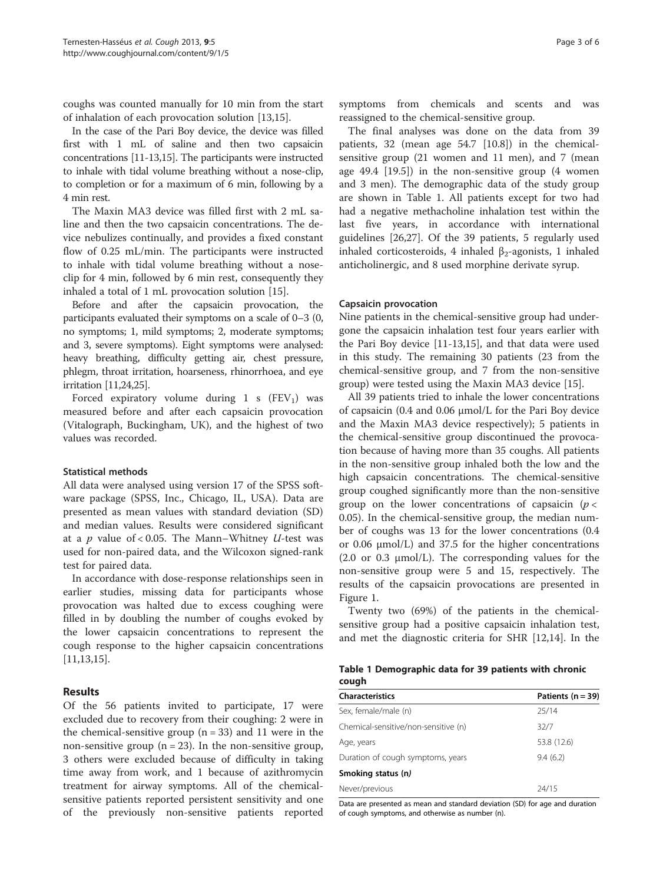coughs was counted manually for 10 min from the start of inhalation of each provocation solution [13,15].

In the case of the Pari Boy device, the device was filled first with 1 mL of saline and then two capsaicin concentrations [11-13,15]. The participants were instructed to inhale with tidal volume breathing without a nose-clip, to completion or for a maximum of 6 min, following by a 4 min rest.

The Maxin MA3 device was filled first with 2 mL saline and then the two capsaicin concentrations. The device nebulizes continually, and provides a fixed constant flow of 0.25 mL/min. The participants were instructed to inhale with tidal volume breathing without a nose-clip for 4 min, followed by 6 min rest, consequently they inhaled a total of 1 mL provocation solution [15].

Before and after the capsaicin provocation, the participants evaluated their symptoms on a scale of 0–3 (0, no symptoms; 1, mild symptoms; 2, moderate symptoms; and 3, severe symptoms). Eight symptoms were analysed: heavy breathing, difficulty getting air, chest pressure, phlegm, throat irritation, hoarseness, rhinorrhoea, and eye irritation [11,24,25].

Forced expiratory volume during 1 s ($FEV_1$) was measured before and after each capsaicin provocation (Vitalograph, Buckingham, UK), and the highest of two values was recorded.

### Statistical methods

All data were analysed using version 17 of the SPSS software package (SPSS, Inc., Chicago, IL, USA). Data are presented as mean values with standard deviation (SD) and median values. Results were considered significant at a $p$ value of $< 0.05$. The Mann–Whitney $U$-test was used for non-paired data, and the Wilcoxon signed-rank test for paired data.

In accordance with dose-response relationships seen in earlier studies, missing data for participants whose provocation was halted due to excess coughing were filled in by doubling the number of coughs evoked by the lower capsaicin concentrations to represent the cough response to the higher capsaicin concentrations [11,13,15].

## Results

Of the 56 patients invited to participate, 17 were excluded due to recovery from their coughing: 2 were in the chemical-sensitive group (n = 33) and 11 were in the non-sensitive group (n = 23). In the non-sensitive group, 3 others were excluded because of difficulty in taking time away from work, and 1 because of azithromycin treatment for airway symptoms. All of the chemical-sensitive patients reported persistent sensitivity and one of the previously non-sensitive patients reported symptoms from chemicals and scents and was reassigned to the chemical-sensitive group.

The final analyses was done on the data from 39 patients, 32 (mean age 54.7 [10.8]) in the chemical-sensitive group (21 women and 11 men), and 7 (mean age 49.4 [19.5]) in the non-sensitive group (4 women and 3 men). The demographic data of the study group are shown in Table 1. All patients except for two had had a negative methacholine inhalation test within the last five years, in accordance with international guidelines [26,27]. Of the 39 patients, 5 regularly used inhaled corticosteroids, 4 inhaled $\beta_2$-agonists, 1 inhaled anticholinergic, and 8 used morphine derivate syrup.

### Capsaicin provocation

Nine patients in the chemical-sensitive group had undergone the capsaicin inhalation test four years earlier with the Pari Boy device [11-13,15], and that data were used in this study. The remaining 30 patients (23 from the chemical-sensitive group, and 7 from the non-sensitive group) were tested using the Maxin MA3 device [15].

All 39 patients tried to inhale the lower concentrations of capsaicin (0.4 and 0.06 μmol/L for the Pari Boy device and the Maxin MA3 device respectively); 5 patients in the chemical-sensitive group discontinued the provocation because of having more than 35 coughs. All patients in the non-sensitive group inhaled both the low and the high capsaicin concentrations. The chemical-sensitive group coughed significantly more than the non-sensitive group on the lower concentrations of capsaicin ($p < 0.05$). In the chemical-sensitive group, the median number of coughs was 13 for the lower concentrations (0.4 or 0.06 μmol/L) and 37.5 for the higher concentrations (2.0 or 0.3 μmol/L). The corresponding values for the non-sensitive group were 5 and 15, respectively. The results of the capsaicin provocations are presented in Figure 1.

Twenty two (69%) of the patients in the chemical-sensitive group had a positive capsaicin inhalation test, and met the diagnostic criteria for SHR [12,14]. In the

**Table 1 Demographic data for 39 patients with chronic cough**

| Characteristics | Patients (n = 39) |
|---|---|
| Sex, female/male (n) | 25/14 |
| Chemical-sensitive/non-sensitive (n) | 32/7 |
| Age, years | 53.8 (12.6) |
| Duration of cough symptoms, years | 9.4 (6.2) |
| **Smoking status (*n*)** | |
| Never/previous | 24/15 |

Data are presented as mean and standard deviation (SD) for age and duration of cough symptoms, and otherwise as number (n).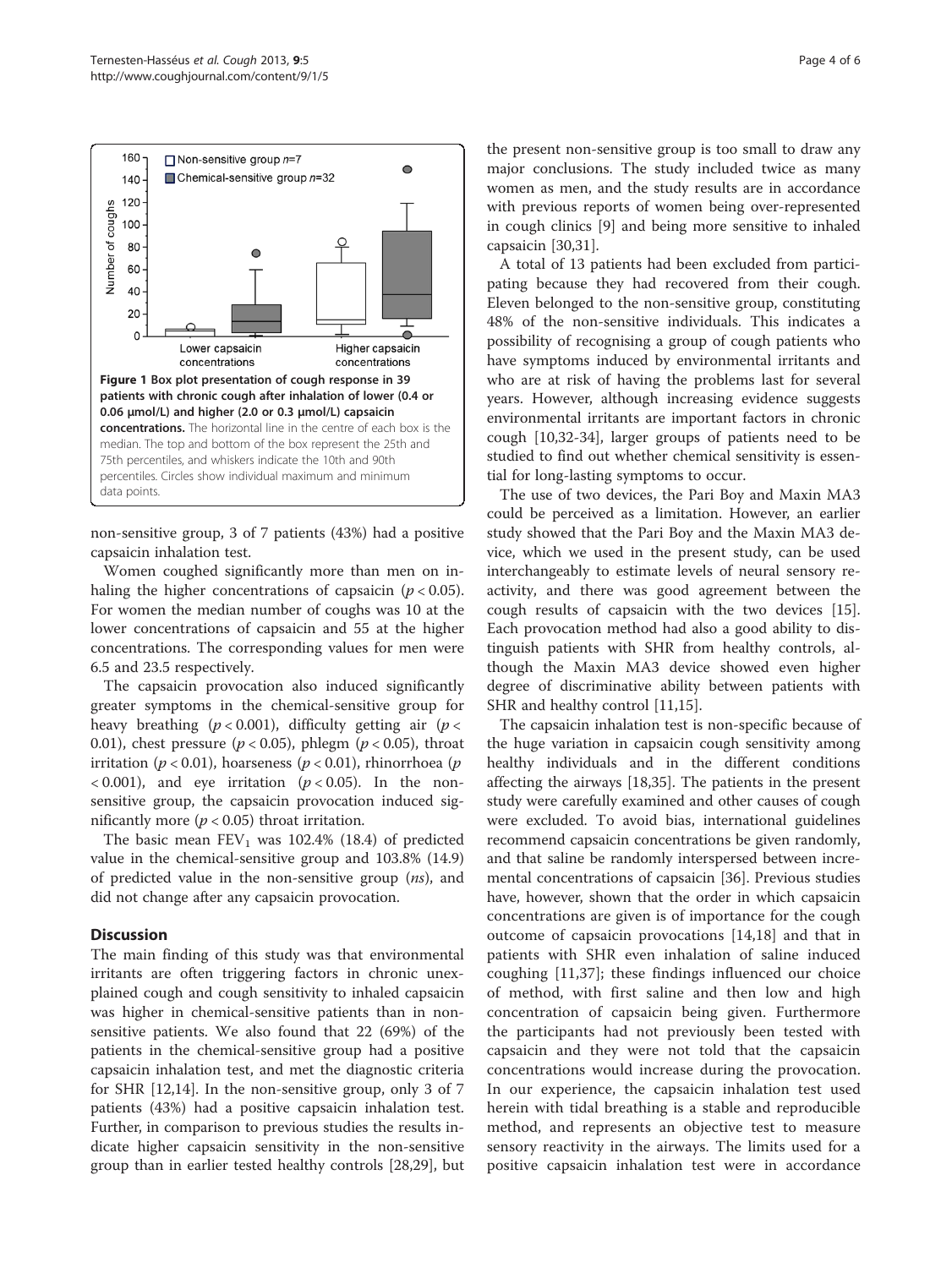Figure 1 Box plot presentation of cough response in 39 patients with chronic cough after inhalation of lower (0.4 or 0.06 µmol/L) and higher (2.0 or 0.3 µmol/L) capsaicin concentrations. The horizontal line in the centre of each box is the median. The top and bottom of the box represent the 25th and 75th percentiles, and whiskers indicate the 10th and 90th percentiles. Circles show individual maximum and minimum data points.

non-sensitive group, 3 of 7 patients (43%) had a positive capsaicin inhalation test.

Women coughed significantly more than men on inhaling the higher concentrations of capsaicin ($p < 0.05$). For women the median number of coughs was 10 at the lower concentrations of capsaicin and 55 at the higher concentrations. The corresponding values for men were 6.5 and 23.5 respectively.

The capsaicin provocation also induced significantly greater symptoms in the chemical-sensitive group for heavy breathing ($p < 0.001$), difficulty getting air ($p < 0.01$), chest pressure ($p < 0.05$), phlegm ($p < 0.05$), throat irritation ($p < 0.01$), hoarseness ($p < 0.01$), rhinorrhoea ($p < 0.001$), and eye irritation ($p < 0.05$). In the non-sensitive group, the capsaicin provocation induced significantly more ($p < 0.05$) throat irritation.

The basic mean $FEV_1$ was 102.4% (18.4) of predicted value in the chemical-sensitive group and 103.8% (14.9) of predicted value in the non-sensitive group (*ns*), and did not change after any capsaicin provocation.

## Discussion

The main finding of this study was that environmental irritants are often triggering factors in chronic unexplained cough and cough sensitivity to inhaled capsaicin was higher in chemical-sensitive patients than in non-sensitive patients. We also found that 22 (69%) of the patients in the chemical-sensitive group had a positive capsaicin inhalation test, and met the diagnostic criteria for SHR [12,14]. In the non-sensitive group, only 3 of 7 patients (43%) had a positive capsaicin inhalation test. Further, in comparison to previous studies the results indicate higher capsaicin sensitivity in the non-sensitive group than in earlier tested healthy controls [28,29], but the present non-sensitive group is too small to draw any major conclusions. The study included twice as many women as men, and the study results are in accordance with previous reports of women being over-represented in cough clinics [9] and being more sensitive to inhaled capsaicin [30,31].

A total of 13 patients had been excluded from participating because they had recovered from their cough. Eleven belonged to the non-sensitive group, constituting 48% of the non-sensitive individuals. This indicates a possibility of recognising a group of cough patients who have symptoms induced by environmental irritants and who are at risk of having the problems last for several years. However, although increasing evidence suggests environmental irritants are important factors in chronic cough [10,32-34], larger groups of patients need to be studied to find out whether chemical sensitivity is essential for long-lasting symptoms to occur.

The use of two devices, the Pari Boy and Maxin MA3 could be perceived as a limitation. However, an earlier study showed that the Pari Boy and the Maxin MA3 device, which we used in the present study, can be used interchangeably to estimate levels of neural sensory reactivity, and there was good agreement between the cough results of capsaicin with the two devices [15]. Each provocation method had also a good ability to distinguish patients with SHR from healthy controls, although the Maxin MA3 device showed even higher degree of discriminative ability between patients with SHR and healthy control [11,15].

The capsaicin inhalation test is non-specific because of the huge variation in capsaicin cough sensitivity among healthy individuals and in the different conditions affecting the airways [18,35]. The patients in the present study were carefully examined and other causes of cough were excluded. To avoid bias, international guidelines recommend capsaicin concentrations be given randomly, and that saline be randomly interspersed between incremental concentrations of capsaicin [36]. Previous studies have, however, shown that the order in which capsaicin concentrations are given is of importance for the cough outcome of capsaicin provocations [14,18] and that in patients with SHR even inhalation of saline induced coughing [11,37]; these findings influenced our choice of method, with first saline and then low and high concentration of capsaicin being given. Furthermore the participants had not previously been tested with capsaicin and they were not told that the capsaicin concentrations would increase during the provocation. In our experience, the capsaicin inhalation test used herein with tidal breathing is a stable and reproducible method, and represents an objective test to measure sensory reactivity in the airways. The limits used for a positive capsaicin inhalation test were in accordance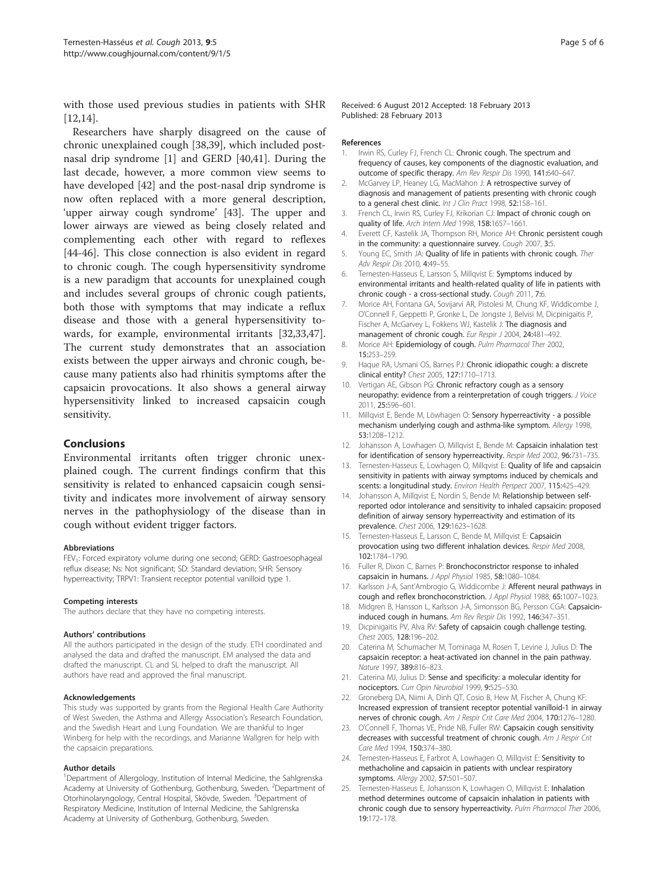with those used previous studies in patients with SHR [12,14].

Researchers have sharply disagreed on the cause of chronic unexplained cough [38,39], which included post-nasal drip syndrome [1] and GERD [40,41]. During the last decade, however, a more common view seems to have developed [42] and the post-nasal drip syndrome is now often replaced with a more general description, 'upper airway cough syndrome' [43]. The upper and lower airways are viewed as being closely related and complementing each other with regard to reflexes [44-46]. This close connection is also evident in regard to chronic cough. The cough hypersensitivity syndrome is a new paradigm that accounts for unexplained cough and includes several groups of chronic cough patients, both those with symptoms that may indicate a reflux disease and those with a general hypersensitivity towards, for example, environmental irritants [32,33,47]. The current study demonstrates that an association exists between the upper airways and chronic cough, because many patients also had rhinitis symptoms after the capsaicin provocations. It also shows a general airway hypersensitivity linked to increased capsaicin cough sensitivity.

## Conclusions

Environmental irritants often trigger chronic unexplained cough. The current findings confirm that this sensitivity is related to enhanced capsaicin cough sensitivity and indicates more involvement of airway sensory nerves in the pathophysiology of the disease than in cough without evident trigger factors.

#### Abbreviations

$FEV_1$: Forced expiratory volume during one second; GERD: Gastroesophageal reflux disease; Ns: Not significant; SD: Standard deviation; SHR: Sensory hyperreactivity; TRPV1: Transient receptor potential vanilloid type 1.

#### Competing interests

The authors declare that they have no competing interests.

#### Authors' contributions

All the authors participated in the design of the study. ETH coordinated and analysed the data and drafted the manuscript. EM analysed the data and drafted the manuscript. CL and SL helped to draft the manuscript. All authors have read and approved the final manuscript.

#### Acknowledgements

This study was supported by grants from the Regional Health Care Authority of West Sweden, the Asthma and Allergy Association's Research Foundation, and the Swedish Heart and Lung Foundation. We are thankful to Inger Winberg for help with the recordings, and Marianne Wallgren for help with the capsaicin preparations.

#### Author details

[1]Department of Allergology, Institution of Internal Medicine, the Sahlgrenska Academy at University of Gothenburg, Gothenburg, Sweden. [2]Department of Otorhinolaryngology, Central Hospital, Skövde, Sweden. [3]Department of Respiratory Medicine, Institution of Internal Medicine, the Sahlgrenska Academy at University of Gothenburg, Gothenburg, Sweden.

Received: 6 August 2012 Accepted: 18 February 2013
Published: 28 February 2013

#### References

1. Irwin RS, Curley FJ, French CL: **Chronic cough. The spectrum and frequency of causes, key components of the diagnostic evaluation, and outcome of specific therapy.** *Am Rev Respir Dis* 1990, **141:**640–647.
2. McGarvey LP, Heaney LG, MacMahon J: **A retrospective survey of diagnosis and management of patients presenting with chronic cough to a general chest clinic.** *Int J Clin Pract* 1998, **52:**158–161.
3. French CL, Irwin RS, Curley FJ, Krikorian CJ: **Impact of chronic cough on quality of life.** *Arch Intern Med* 1998, **158:**1657–1661.
4. Everett CF, Kastelik JA, Thompson RH, Morice AH: **Chronic persistent cough in the community: a questionnaire survey.** *Cough* 2007, **3:**5.
5. Young EC, Smith JA: **Quality of life in patients with chronic cough.** *Ther Adv Respir Dis* 2010, **4:**49–55.
6. Ternesten-Hasseus E, Larsson S, Millqvist E: **Symptoms induced by environmental irritants and health-related quality of life in patients with chronic cough - a cross-sectional study.** *Cough* 2011, **7:**6.
7. Morice AH, Fontana GA, Sovijarvi AR, Pistolesi M, Chung KF, Widdicombe J, O'Connell F, Geppetti P, Gronke L, De Jongste J, Belvisi M, Dicpinigaitis P, Fischer A, McGarvey L, Fokkens WJ, Kastelik J: **The diagnosis and management of chronic cough.** *Eur Respir J* 2004, **24:**481–492.
8. Morice AH: **Epidemiology of cough.** *Pulm Pharmacol Ther* 2002, **15:**253–259.
9. Haque RA, Usmani OS, Barnes PJ: **Chronic idiopathic cough: a discrete clinical entity?** *Chest* 2005, **127:**1710–1713.
10. Vertigan AE, Gibson PG: **Chronic refractory cough as a sensory neuropathy: evidence from a reinterpretation of cough triggers.** *J Voice* 2011, **25:**596–601.
11. Millqvist E, Bende M, Löwhagen O: **Sensory hyperreactivity - a possible mechanism underlying cough and asthma-like symptom.** *Allergy* 1998, **53:**1208–1212.
12. Johansson A, Lowhagen O, Millqvist E, Bende M: **Capsaicin inhalation test for identification of sensory hyperreactivity.** *Respir Med* 2002, **96:**731–735.
13. Ternesten-Hasseus E, Lowhagen O, Millqvist E: **Quality of life and capsaicin sensitivity in patients with airway symptoms induced by chemicals and scents: a longitudinal study.** *Environ Health Perspect* 2007, **115:**425–429.
14. Johansson A, Millqvist E, Nordin S, Bende M: **Relationship between self-reported odor intolerance and sensitivity to inhaled capsaicin: proposed definition of airway sensory hyperreactivity and estimation of its prevalence.** *Chest* 2006, **129:**1623–1628.
15. Ternesten-Hasseus E, Larsson C, Bende M, Millqvist E: **Capsaicin provocation using two different inhalation devices.** *Respir Med* 2008, **102:**1784–1790.
16. Fuller R, Dixon C, Barnes P: **Bronchoconstrictor response to inhaled capsaicin in humans.** *J Appl Physiol* 1985, **58:**1080–1084.
17. Karlsson J-A, Sant'Ambrogio G, Widdicombe J: **Afferent neural pathways in cough and reflex bronchoconstriction.** *J Appl Physiol* 1988, **65:**1007–1023.
18. Midgren B, Hansson L, Karlsson J-A, Simonsson BG, Persson CGA: **Capsaicin-induced cough in humans.** *Am Rev Respir Dis* 1992, **146:**347–351.
19. Dicpinigaitis PV, Alva RV: **Safety of capsaicin cough challenge testing.** *Chest* 2005, **128:**196–202.
20. Caterina M, Schumacher M, Tominaga M, Rosen T, Levine J, Julius D: **The capsaicin receptor: a heat-activated ion channel in the pain pathway.** *Nature* 1997, **389:**816–823.
21. Caterina MJ, Julius D: **Sense and specificity: a molecular identity for nociceptors.** *Curr Opin Neurobiol* 1999, **9:**525–530.
22. Groneberg DA, Niimi A, Dinh QT, Cosio B, Hew M, Fischer A, Chung KF: **Increased expression of transient receptor potential vanilloid-1 in airway nerves of chronic cough.** *Am J Respir Crit Care Med* 2004, **170:**1276–1280.
23. O'Connell F, Thomas VE, Pride NB, Fuller RW: **Capsaicin cough sensitivity decreases with successful treatment of chronic cough.** *Am J Respir Crit Care Med* 1994, **150:**374–380.
24. Ternesten-Hasseus E, Farbrot A, Lowhagen O, Millqvist E: **Sensitivity to methacholine and capsaicin in patients with unclear respiratory symptoms.** *Allergy* 2002, **57:**501–507.
25. Ternesten-Hasseus E, Johansson K, Lowhagen O, Millqvist E: **Inhalation method determines outcome of capsaicin inhalation in patients with chronic cough due to sensory hyperreactivity.** *Pulm Pharmacol Ther* 2006, **19:**172–178.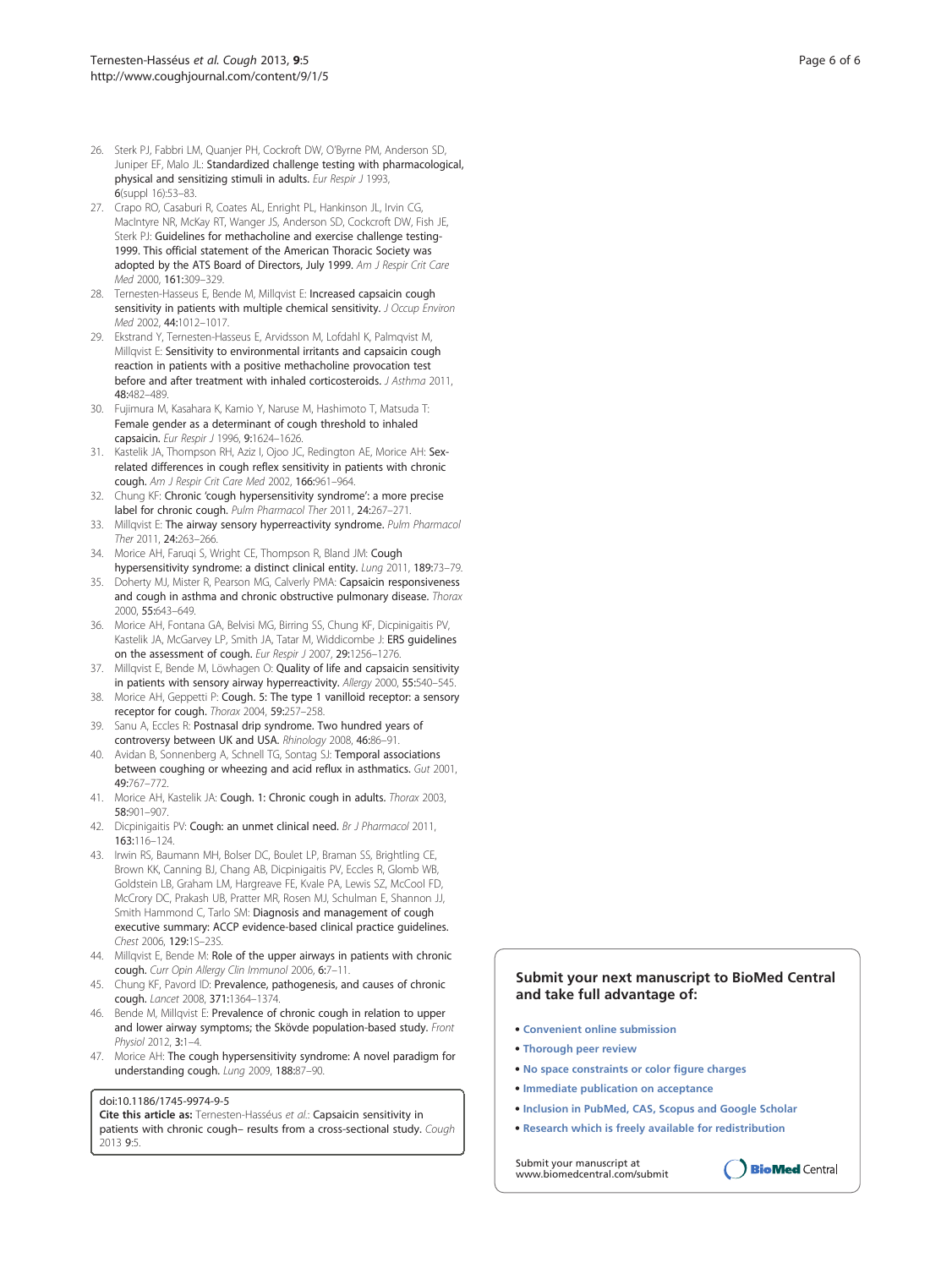26. Sterk PJ, Fabbri LM, Quanjer PH, Cockroft DW, O'Byrne PM, Anderson SD, Juniper EF, Malo JL: Standardized challenge testing with pharmacological, physical and sensitizing stimuli in adults. *Eur Respir J* 1993, **6**(suppl 16):53–83.
27. Crapo RO, Casaburi R, Coates AL, Enright PL, Hankinson JL, Irvin CG, MacIntyre NR, McKay RT, Wanger JS, Anderson SD, Cockcroft DW, Fish JE, Sterk PJ: Guidelines for methacholine and exercise challenge testing-1999. This official statement of the American Thoracic Society was adopted by the ATS Board of Directors, July 1999. *Am J Respir Crit Care Med* 2000, **161**:309–329.
28. Ternesten-Hasseus E, Bende M, Millqvist E: Increased capsaicin cough sensitivity in patients with multiple chemical sensitivity. *J Occup Environ Med* 2002, **44**:1012–1017.
29. Ekstrand Y, Ternesten-Hasseus E, Arvidsson M, Lofdahl K, Palmqvist M, Millqvist E: Sensitivity to environmental irritants and capsaicin cough reaction in patients with a positive methacholine provocation test before and after treatment with inhaled corticosteroids. *J Asthma* 2011, **48**:482–489.
30. Fujimura M, Kasahara K, Kamio Y, Naruse M, Hashimoto T, Matsuda T: Female gender as a determinant of cough threshold to inhaled capsaicin. *Eur Respir J* 1996, **9**:1624–1626.
31. Kastelik JA, Thompson RH, Aziz I, Ojoo JC, Redington AE, Morice AH: Sex-related differences in cough reflex sensitivity in patients with chronic cough. *Am J Respir Crit Care Med* 2002, **166**:961–964.
32. Chung KF: Chronic 'cough hypersensitivity syndrome': a more precise label for chronic cough. *Pulm Pharmacol Ther* 2011, **24**:267–271.
33. Millqvist E: The airway sensory hyperreactivity syndrome. *Pulm Pharmacol Ther* 2011, **24**:263–266.
34. Morice AH, Faruqi S, Wright CE, Thompson R, Bland JM: Cough hypersensitivity syndrome: a distinct clinical entity. *Lung* 2011, **189**:73–79.
35. Doherty MJ, Mister R, Pearson MG, Calverly PMA: Capsaicin responsiveness and cough in asthma and chronic obstructive pulmonary disease. *Thorax* 2000, **55**:643–649.
36. Morice AH, Fontana GA, Belvisi MG, Birring SS, Chung KF, Dicpinigaitis PV, Kastelik JA, McGarvey LP, Smith JA, Tatar M, Widdicombe J: ERS guidelines on the assessment of cough. *Eur Respir J* 2007, **29**:1256–1276.
37. Millqvist E, Bende M, Löwhagen O: Quality of life and capsaicin sensitivity in patients with sensory airway hyperreactivity. *Allergy* 2000, **55**:540–545.
38. Morice AH, Geppetti P: Cough. 5: The type 1 vanilloid receptor: a sensory receptor for cough. *Thorax* 2004, **59**:257–258.
39. Sanu A, Eccles R: Postnasal drip syndrome. Two hundred years of controversy between UK and USA. *Rhinology* 2008, **46**:86–91.
40. Avidan B, Sonnenberg A, Schnell TG, Sontag SJ: Temporal associations between coughing or wheezing and acid reflux in asthmatics. *Gut* 2001, **49**:767–772.
41. Morice AH, Kastelik JA: Cough. 1: Chronic cough in adults. *Thorax* 2003, **58**:901–907.
42. Dicpinigaitis PV: Cough: an unmet clinical need. *Br J Pharmacol* 2011, **163**:116–124.
43. Irwin RS, Baumann MH, Bolser DC, Boulet LP, Braman SS, Brightling CE, Brown KK, Canning BJ, Chang AB, Dicpinigaitis PV, Eccles R, Glomb WB, Goldstein LB, Graham LM, Hargreave FE, Kvale PA, Lewis SZ, McCool FD, McCrory DC, Prakash UB, Pratter MR, Rosen MJ, Schulman E, Shannon JJ, Smith Hammond C, Tarlo SM: Diagnosis and management of cough executive summary: ACCP evidence-based clinical practice guidelines. *Chest* 2006, **129**:1S–23S.
44. Millqvist E, Bende M: Role of the upper airways in patients with chronic cough. *Curr Opin Allergy Clin Immunol* 2006, **6**:7–11.
45. Chung KF, Pavord ID: Prevalence, pathogenesis, and causes of chronic cough. *Lancet* 2008, **371**:1364–1374.
46. Bende M, Millqvist E: Prevalence of chronic cough in relation to upper and lower airway symptoms; the Skövde population-based study. *Front Physiol* 2012, **3**:1–4.
47. Morice AH: The cough hypersensitivity syndrome: A novel paradigm for understanding cough. *Lung* 2009, **188**:87–90.

doi:10.1186/1745-9974-9-5

**Cite this article as:** Ternesten-Hasséus *et al.*: Capsaicin sensitivity in patients with chronic cough– results from a cross-sectional study. *Cough* 2013 **9**:5.

**Submit your next manuscript to BioMed Central and take full advantage of:**

- Convenient online submission
- Thorough peer review
- No space constraints or color figure charges
- Immediate publication on acceptance
- Inclusion in PubMed, CAS, Scopus and Google Scholar
- Research which is freely available for redistribution

Submit your manuscript at www.biomedcentral.com/submit

BioMed Central